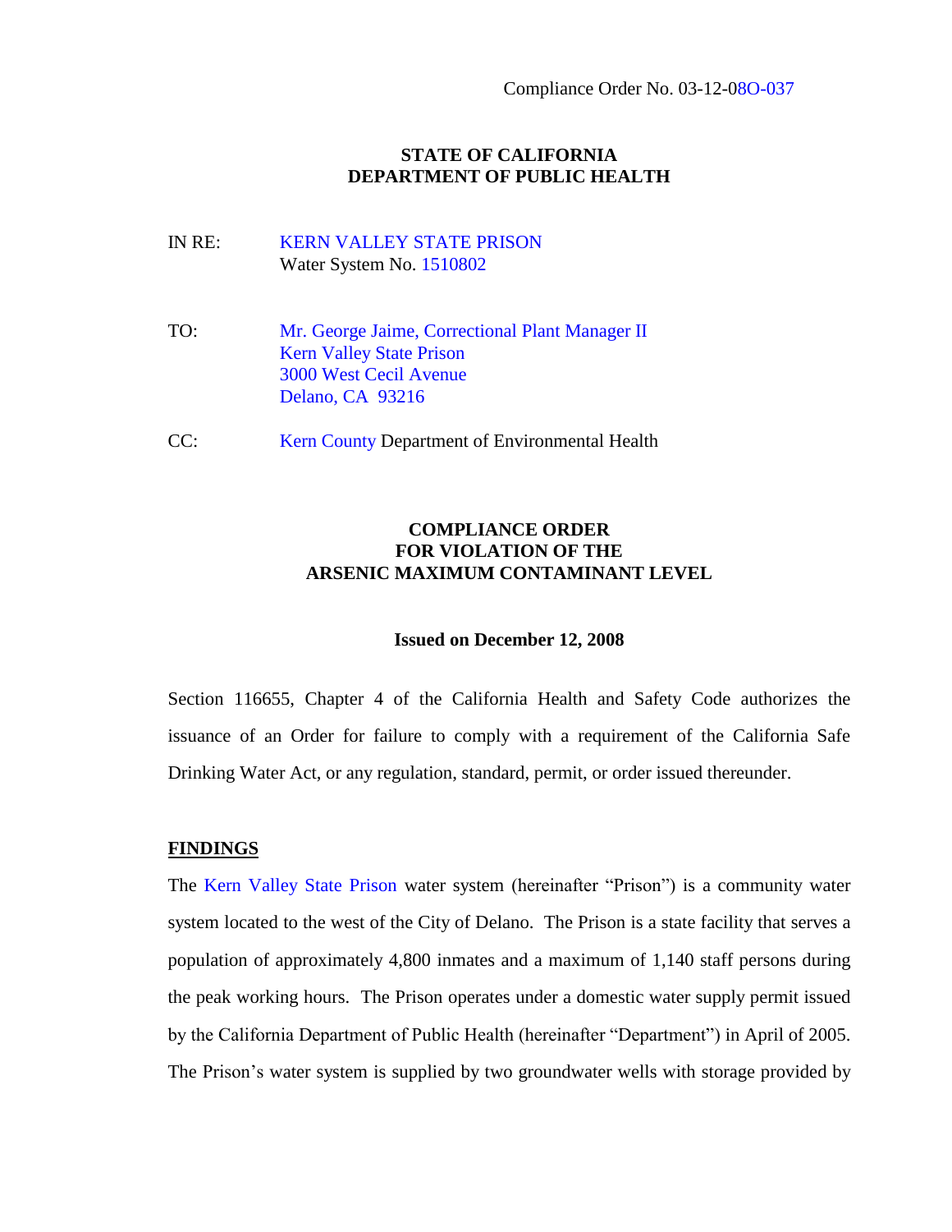Compliance Order No. 03-12-08O-037

**STATE OF CALIFORNIA**
**DEPARTMENT OF PUBLIC HEALTH**

IN RE: KERN VALLEY STATE PRISON
Water System No. 1510802

TO: Mr. George Jaime, Correctional Plant Manager II
Kern Valley State Prison
3000 West Cecil Avenue
Delano, CA 93216

CC: Kern County Department of Environmental Health

**COMPLIANCE ORDER**
**FOR VIOLATION OF THE**
**ARSENIC MAXIMUM CONTAMINANT LEVEL**

**Issued on December 12, 2008**

Section 116655, Chapter 4 of the California Health and Safety Code authorizes the issuance of an Order for failure to comply with a requirement of the California Safe Drinking Water Act, or any regulation, standard, permit, or order issued thereunder.

## FINDINGS

The Kern Valley State Prison water system (hereinafter "Prison") is a community water system located to the west of the City of Delano. The Prison is a state facility that serves a population of approximately 4,800 inmates and a maximum of 1,140 staff persons during the peak working hours. The Prison operates under a domestic water supply permit issued by the California Department of Public Health (hereinafter "Department") in April of 2005. The Prison's water system is supplied by two groundwater wells with storage provided by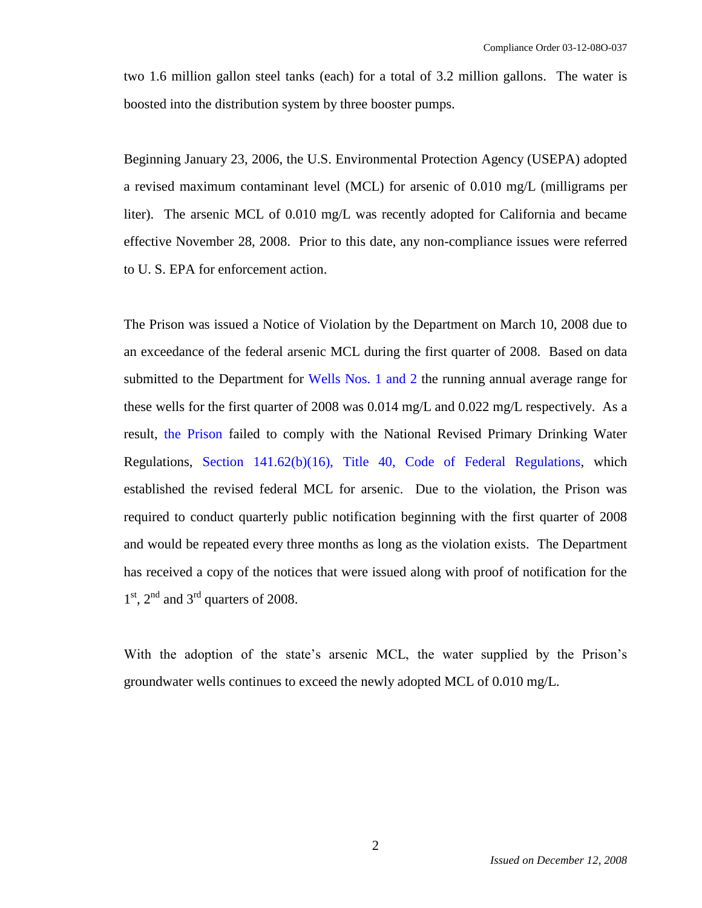two 1.6 million gallon steel tanks (each) for a total of 3.2 million gallons. The water is boosted into the distribution system by three booster pumps.

Beginning January 23, 2006, the U.S. Environmental Protection Agency (USEPA) adopted a revised maximum contaminant level (MCL) for arsenic of 0.010 mg/L (milligrams per liter). The arsenic MCL of 0.010 mg/L was recently adopted for California and became effective November 28, 2008. Prior to this date, any non-compliance issues were referred to U. S. EPA for enforcement action.

The Prison was issued a Notice of Violation by the Department on March 10, 2008 due to an exceedance of the federal arsenic MCL during the first quarter of 2008. Based on data submitted to the Department for Wells Nos. 1 and 2 the running annual average range for these wells for the first quarter of 2008 was 0.014 mg/L and 0.022 mg/L respectively. As a result, the Prison failed to comply with the National Revised Primary Drinking Water Regulations, Section 141.62(b)(16), Title 40, Code of Federal Regulations, which established the revised federal MCL for arsenic. Due to the violation, the Prison was required to conduct quarterly public notification beginning with the first quarter of 2008 and would be repeated every three months as long as the violation exists. The Department has received a copy of the notices that were issued along with proof of notification for the 1st, 2nd and 3rd quarters of 2008.

With the adoption of the state's arsenic MCL, the water supplied by the Prison's groundwater wells continues to exceed the newly adopted MCL of 0.010 mg/L.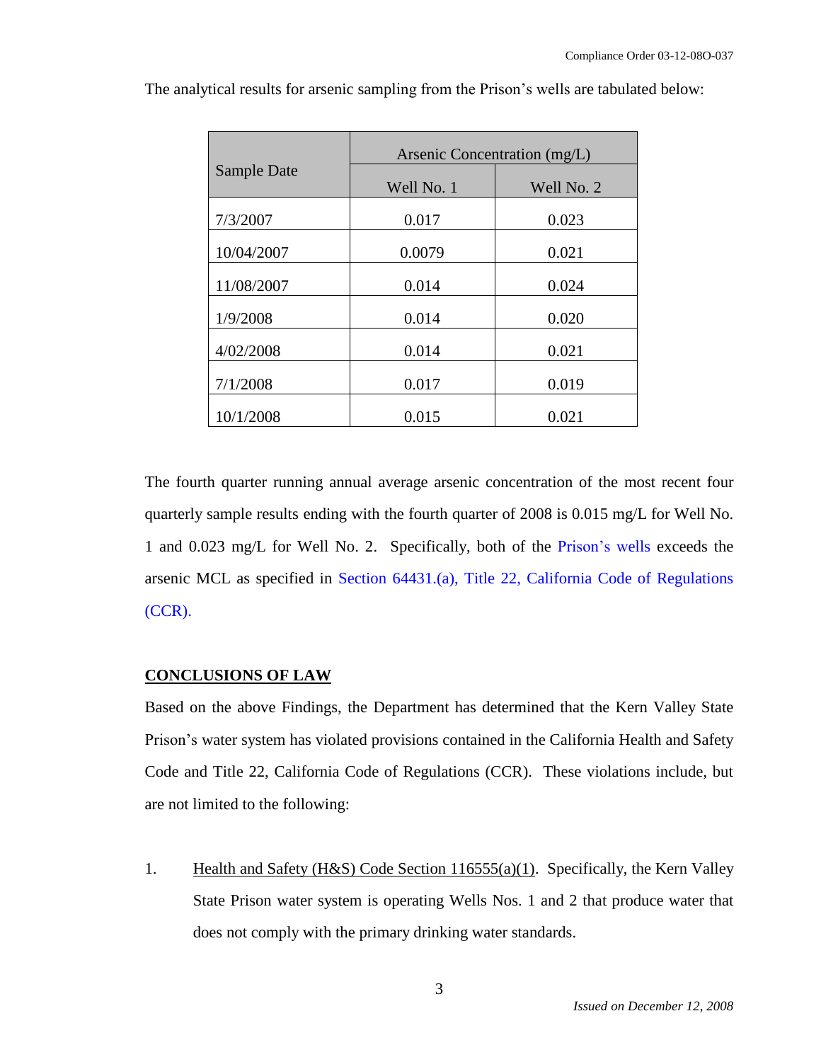The analytical results for arsenic sampling from the Prison's wells are tabulated below:

| Sample Date | Arsenic Concentration (mg/L) | |
|---|---|---|
| | Well No. 1 | Well No. 2 |
| 7/3/2007 | 0.017 | 0.023 |
| 10/04/2007 | 0.0079 | 0.021 |
| 11/08/2007 | 0.014 | 0.024 |
| 1/9/2008 | 0.014 | 0.020 |
| 4/02/2008 | 0.014 | 0.021 |
| 7/1/2008 | 0.017 | 0.019 |
| 10/1/2008 | 0.015 | 0.021 |

The fourth quarter running annual average arsenic concentration of the most recent four quarterly sample results ending with the fourth quarter of 2008 is 0.015 mg/L for Well No. 1 and 0.023 mg/L for Well No. 2. Specifically, both of the Prison's wells exceeds the arsenic MCL as specified in Section 64431.(a), Title 22, California Code of Regulations (CCR).

## CONCLUSIONS OF LAW

Based on the above Findings, the Department has determined that the Kern Valley State Prison's water system has violated provisions contained in the California Health and Safety Code and Title 22, California Code of Regulations (CCR). These violations include, but are not limited to the following:

1. Health and Safety (H&S) Code Section 116555(a)(1). Specifically, the Kern Valley State Prison water system is operating Wells Nos. 1 and 2 that produce water that does not comply with the primary drinking water standards.

*Issued on December 12, 2008*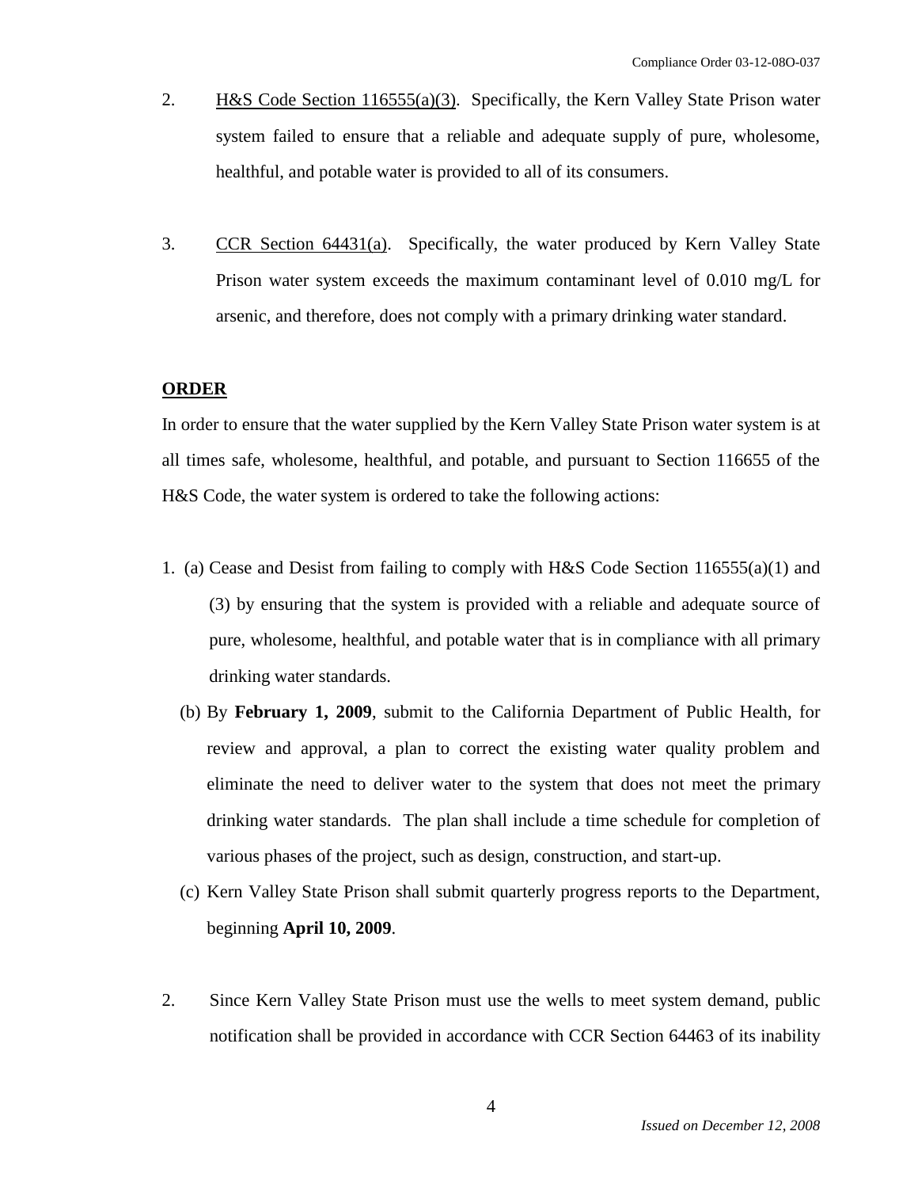2. <u>H&S Code Section 116555(a)(3)</u>. Specifically, the Kern Valley State Prison water system failed to ensure that a reliable and adequate supply of pure, wholesome, healthful, and potable water is provided to all of its consumers.

3. <u>CCR Section 64431(a)</u>. Specifically, the water produced by Kern Valley State Prison water system exceeds the maximum contaminant level of 0.010 mg/L for arsenic, and therefore, does not comply with a primary drinking water standard.

**<u>ORDER</u>**

In order to ensure that the water supplied by the Kern Valley State Prison water system is at all times safe, wholesome, healthful, and potable, and pursuant to Section 116655 of the H&S Code, the water system is ordered to take the following actions:

1. (a) Cease and Desist from failing to comply with H&S Code Section 116555(a)(1) and (3) by ensuring that the system is provided with a reliable and adequate source of pure, wholesome, healthful, and potable water that is in compliance with all primary drinking water standards.

   (b) By **February 1, 2009**, submit to the California Department of Public Health, for review and approval, a plan to correct the existing water quality problem and eliminate the need to deliver water to the system that does not meet the primary drinking water standards. The plan shall include a time schedule for completion of various phases of the project, such as design, construction, and start-up.

   (c) Kern Valley State Prison shall submit quarterly progress reports to the Department, beginning **April 10, 2009**.

2. Since Kern Valley State Prison must use the wells to meet system demand, public notification shall be provided in accordance with CCR Section 64463 of its inability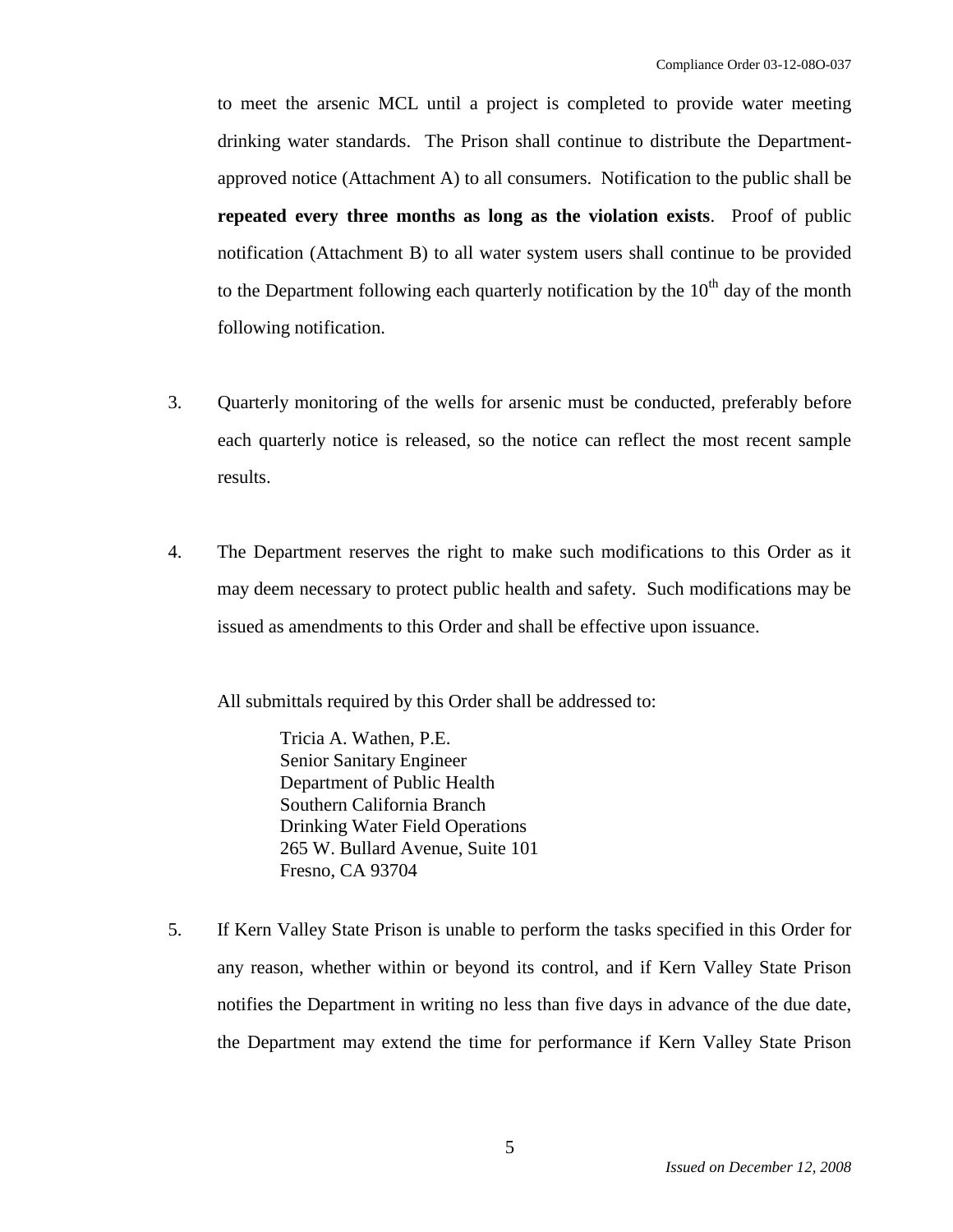to meet the arsenic MCL until a project is completed to provide water meeting drinking water standards. The Prison shall continue to distribute the Department-approved notice (Attachment A) to all consumers. Notification to the public shall be **repeated every three months as long as the violation exists**. Proof of public notification (Attachment B) to all water system users shall continue to be provided to the Department following each quarterly notification by the $10^{th}$ day of the month following notification.

3. Quarterly monitoring of the wells for arsenic must be conducted, preferably before each quarterly notice is released, so the notice can reflect the most recent sample results.

4. The Department reserves the right to make such modifications to this Order as it may deem necessary to protect public health and safety. Such modifications may be issued as amendments to this Order and shall be effective upon issuance.

   All submittals required by this Order shall be addressed to:

   > Tricia A. Wathen, P.E.
   > Senior Sanitary Engineer
   > Department of Public Health
   > Southern California Branch
   > Drinking Water Field Operations
   > 265 W. Bullard Avenue, Suite 101
   > Fresno, CA 93704

5. If Kern Valley State Prison is unable to perform the tasks specified in this Order for any reason, whether within or beyond its control, and if Kern Valley State Prison notifies the Department in writing no less than five days in advance of the due date, the Department may extend the time for performance if Kern Valley State Prison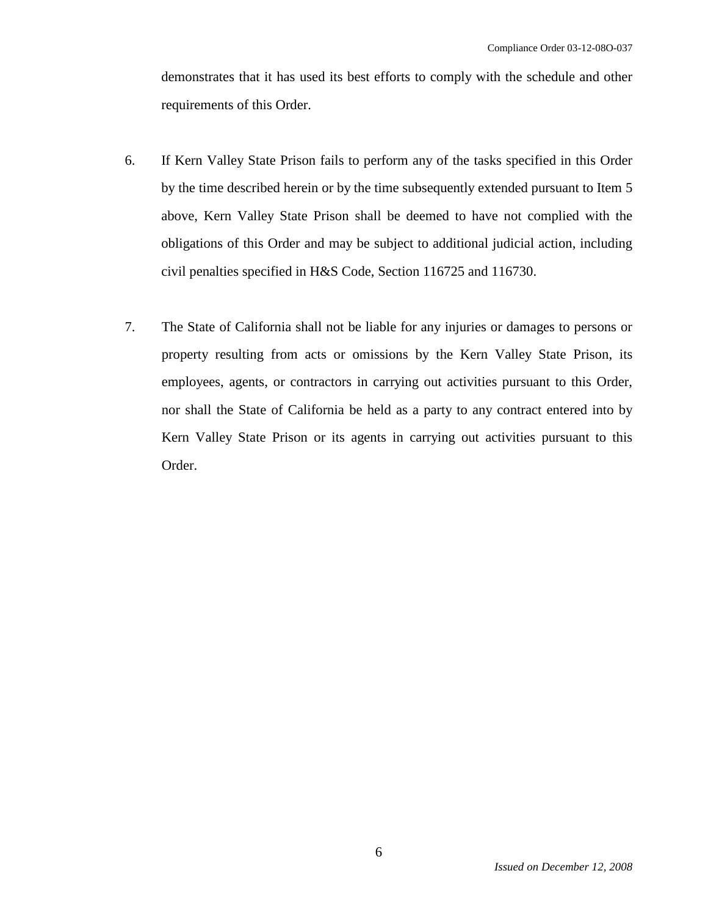demonstrates that it has used its best efforts to comply with the schedule and other requirements of this Order.

6. If Kern Valley State Prison fails to perform any of the tasks specified in this Order by the time described herein or by the time subsequently extended pursuant to Item 5 above, Kern Valley State Prison shall be deemed to have not complied with the obligations of this Order and may be subject to additional judicial action, including civil penalties specified in H&S Code, Section 116725 and 116730.

7. The State of California shall not be liable for any injuries or damages to persons or property resulting from acts or omissions by the Kern Valley State Prison, its employees, agents, or contractors in carrying out activities pursuant to this Order, nor shall the State of California be held as a party to any contract entered into by Kern Valley State Prison or its agents in carrying out activities pursuant to this Order.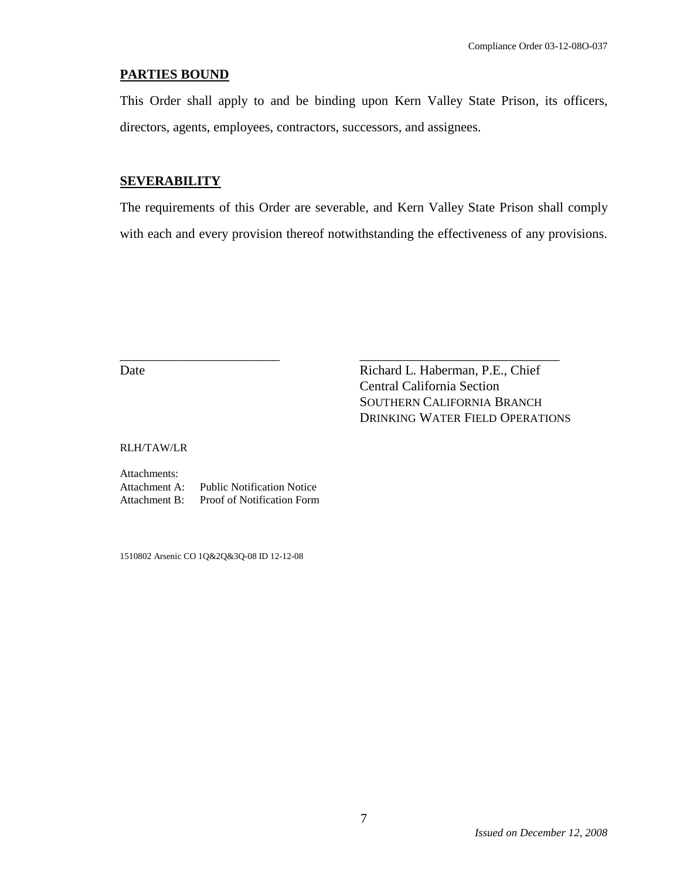## PARTIES BOUND

This Order shall apply to and be binding upon Kern Valley State Prison, its officers, directors, agents, employees, contractors, successors, and assignees.

## SEVERABILITY

The requirements of this Order are severable, and Kern Valley State Prison shall comply with each and every provision thereof notwithstanding the effectiveness of any provisions.

________________________ Date

_____________________________
Richard L. Haberman, P.E., Chief
Central California Section
SOUTHERN CALIFORNIA BRANCH
DRINKING WATER FIELD OPERATIONS

RLH/TAW/LR

Attachments:
Attachment A: Public Notification Notice
Attachment B: Proof of Notification Form

1510802 Arsenic CO 1Q&2Q&3Q-08 ID 12-12-08

*Issued on December 12, 2008*